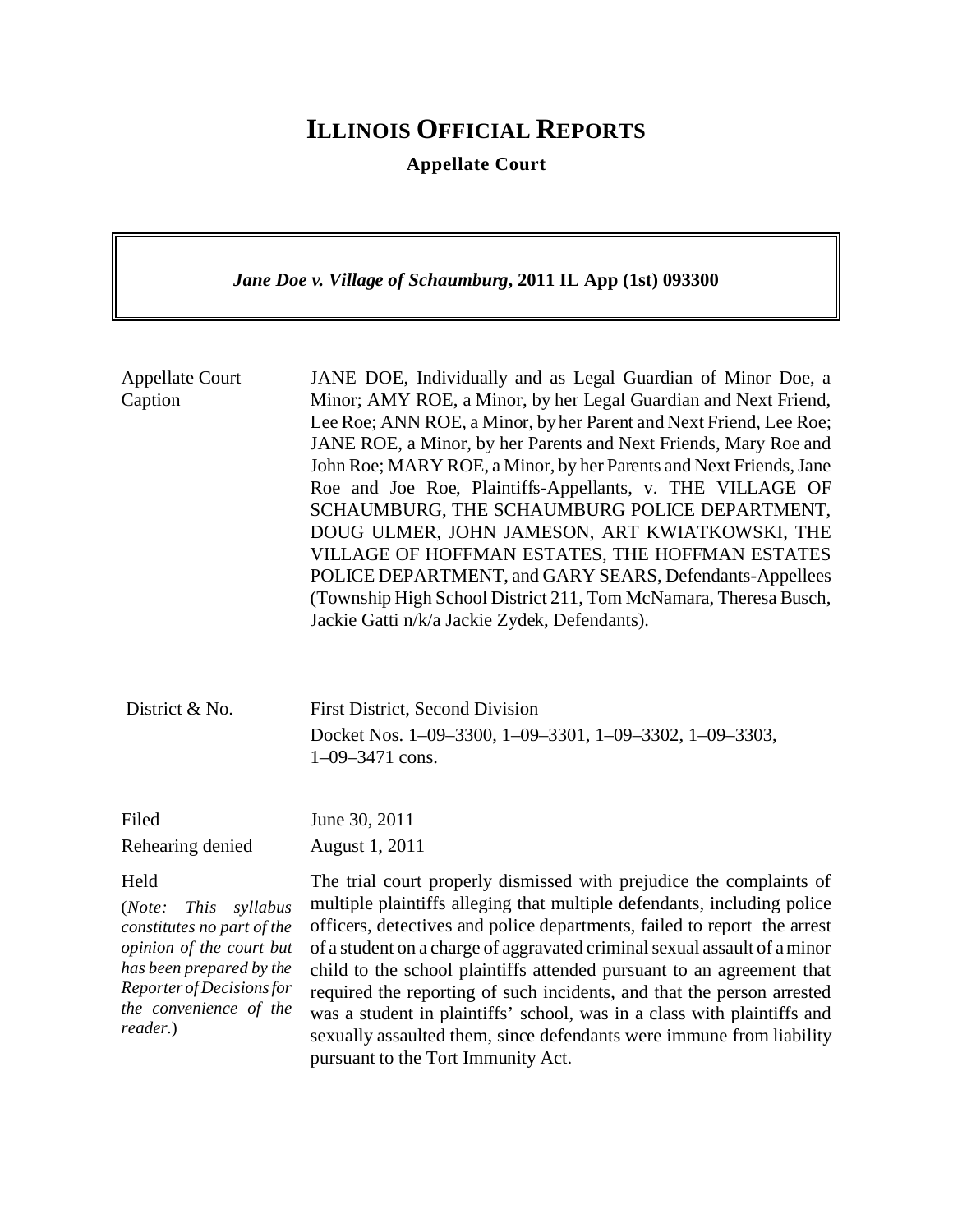# ILLINOIS OFFICIAL REPORTS

**Appellate Court**

***Jane Doe v. Village of Schaumburg*, 2011 IL App (1st) 093300**

| | |
|---|---|
| Appellate Court Caption | JANE DOE, Individually and as Legal Guardian of Minor Doe, a Minor; AMY ROE, a Minor, by her Legal Guardian and Next Friend, Lee Roe; ANN ROE, a Minor, by her Parent and Next Friend, Lee Roe; JANE ROE, a Minor, by her Parents and Next Friends, Mary Roe and John Roe; MARY ROE, a Minor, by her Parents and Next Friends, Jane Roe and Joe Roe, Plaintiffs-Appellants, v. THE VILLAGE OF SCHAUMBURG, THE SCHAUMBURG POLICE DEPARTMENT, DOUG ULMER, JOHN JAMESON, ART KWIATKOWSKI, THE VILLAGE OF HOFFMAN ESTATES, THE HOFFMAN ESTATES POLICE DEPARTMENT, and GARY SEARS, Defendants-Appellees (Township High School District 211, Tom McNamara, Theresa Busch, Jackie Gatti n/k/a Jackie Zydek, Defendants). |
| District & No. | First District, Second Division<br>Docket Nos. 1–09–3300, 1–09–3301, 1–09–3302, 1–09–3303, 1–09–3471 cons. |
| Filed | June 30, 2011 |
| Rehearing denied | August 1, 2011 |
| Held<br>(*Note: This syllabus constitutes no part of the opinion of the court but has been prepared by the Reporter of Decisions for the convenience of the reader.*) | The trial court properly dismissed with prejudice the complaints of multiple plaintiffs alleging that multiple defendants, including police officers, detectives and police departments, failed to report the arrest of a student on a charge of aggravated criminal sexual assault of a minor child to the school plaintiffs attended pursuant to an agreement that required the reporting of such incidents, and that the person arrested was a student in plaintiffs' school, was in a class with plaintiffs and sexually assaulted them, since defendants were immune from liability pursuant to the Tort Immunity Act. |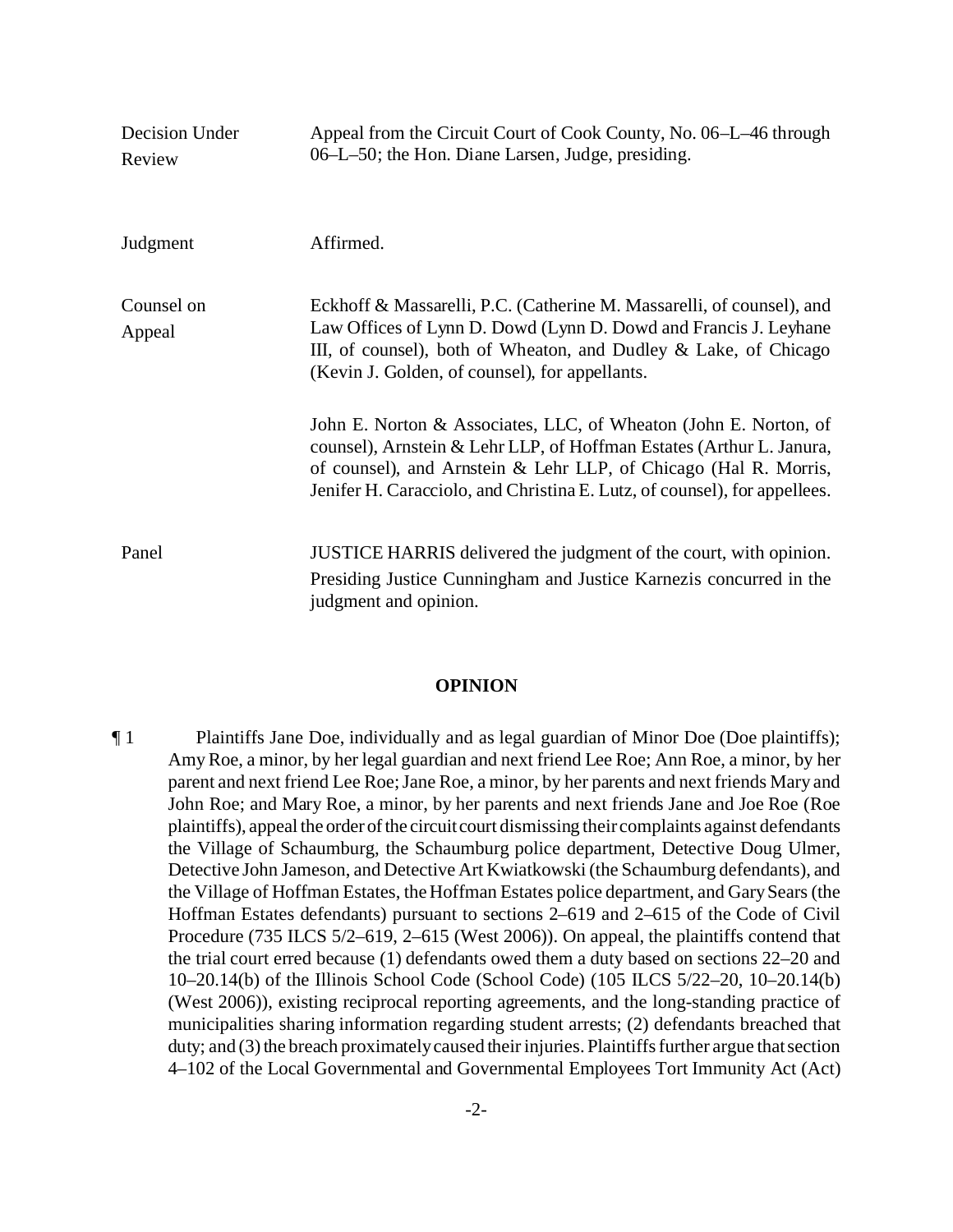| | |
|---|---|
| Decision Under Review | Appeal from the Circuit Court of Cook County, No. 06–L–46 through 06–L–50; the Hon. Diane Larsen, Judge, presiding. |
| Judgment | Affirmed. |
| Counsel on Appeal | Eckhoff & Massarelli, P.C. (Catherine M. Massarelli, of counsel), and Law Offices of Lynn D. Dowd (Lynn D. Dowd and Francis J. Leyhane III, of counsel), both of Wheaton, and Dudley & Lake, of Chicago (Kevin J. Golden, of counsel), for appellants.<br><br>John E. Norton & Associates, LLC, of Wheaton (John E. Norton, of counsel), Arnstein & Lehr LLP, of Hoffman Estates (Arthur L. Janura, of counsel), and Arnstein & Lehr LLP, of Chicago (Hal R. Morris, Jenifer H. Caracciolo, and Christina E. Lutz, of counsel), for appellees. |
| Panel | JUSTICE HARRIS delivered the judgment of the court, with opinion.<br>Presiding Justice Cunningham and Justice Karnezis concurred in the judgment and opinion. |

**OPINION**

¶ 1 Plaintiffs Jane Doe, individually and as legal guardian of Minor Doe (Doe plaintiffs); Amy Roe, a minor, by her legal guardian and next friend Lee Roe; Ann Roe, a minor, by her parent and next friend Lee Roe; Jane Roe, a minor, by her parents and next friends Mary and John Roe; and Mary Roe, a minor, by her parents and next friends Jane and Joe Roe (Roe plaintiffs), appeal the order of the circuit court dismissing their complaints against defendants the Village of Schaumburg, the Schaumburg police department, Detective Doug Ulmer, Detective John Jameson, and Detective Art Kwiatkowski (the Schaumburg defendants), and the Village of Hoffman Estates, the Hoffman Estates police department, and Gary Sears (the Hoffman Estates defendants) pursuant to sections 2–619 and 2–615 of the Code of Civil Procedure (735 ILCS 5/2–619, 2–615 (West 2006)). On appeal, the plaintiffs contend that the trial court erred because (1) defendants owed them a duty based on sections 22–20 and 10–20.14(b) of the Illinois School Code (School Code) (105 ILCS 5/22–20, 10–20.14(b) (West 2006)), existing reciprocal reporting agreements, and the long-standing practice of municipalities sharing information regarding student arrests; (2) defendants breached that duty; and (3) the breach proximately caused their injuries. Plaintiffs further argue that section 4–102 of the Local Governmental and Governmental Employees Tort Immunity Act (Act)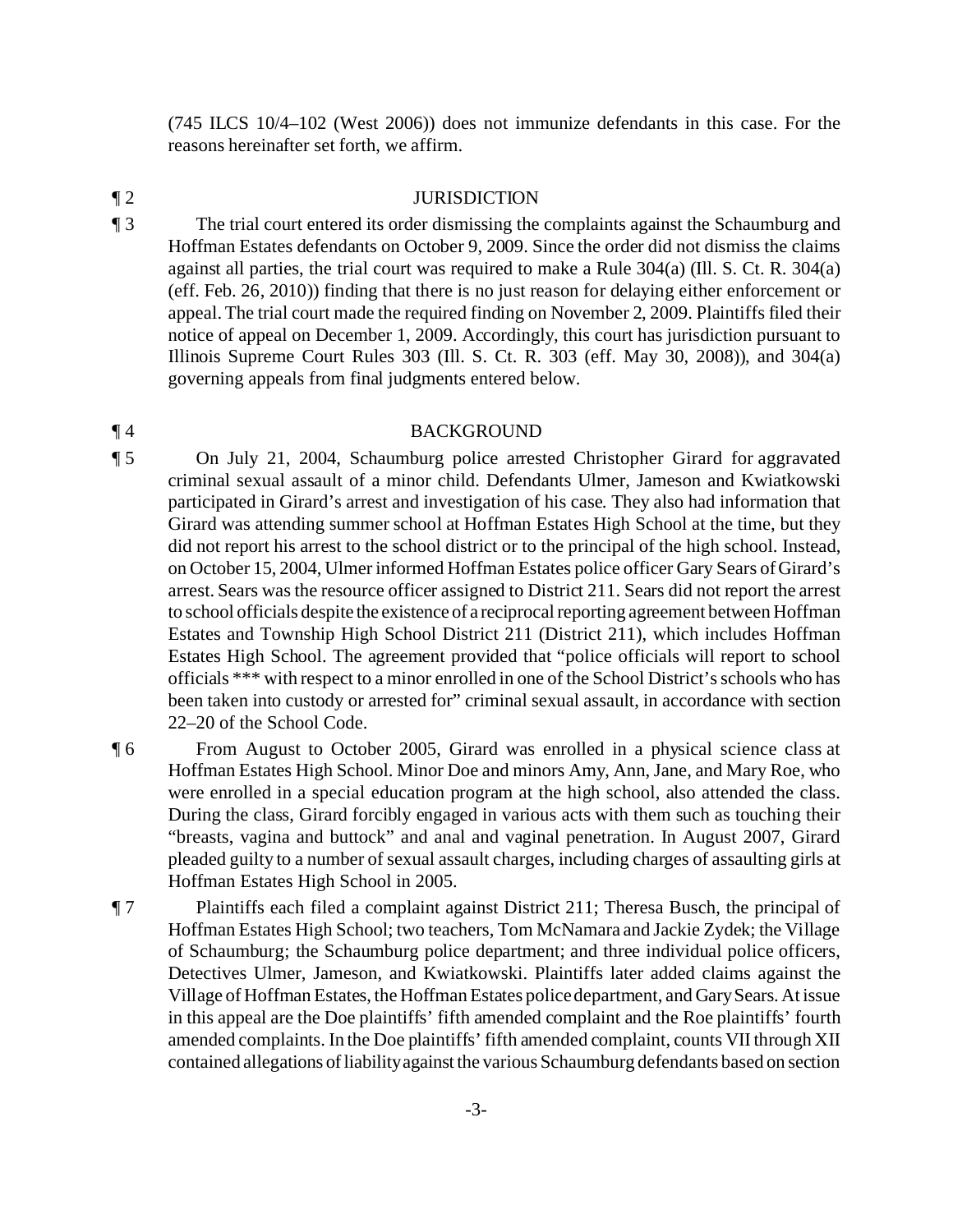(745 ILCS 10/4–102 (West 2006)) does not immunize defendants in this case. For the reasons hereinafter set forth, we affirm.

¶ 2 JURISDICTION

¶ 3 The trial court entered its order dismissing the complaints against the Schaumburg and Hoffman Estates defendants on October 9, 2009. Since the order did not dismiss the claims against all parties, the trial court was required to make a Rule 304(a) (Ill. S. Ct. R. 304(a) (eff. Feb. 26, 2010)) finding that there is no just reason for delaying either enforcement or appeal. The trial court made the required finding on November 2, 2009. Plaintiffs filed their notice of appeal on December 1, 2009. Accordingly, this court has jurisdiction pursuant to Illinois Supreme Court Rules 303 (Ill. S. Ct. R. 303 (eff. May 30, 2008)), and 304(a) governing appeals from final judgments entered below.

¶ 4 BACKGROUND

¶ 5 On July 21, 2004, Schaumburg police arrested Christopher Girard for aggravated criminal sexual assault of a minor child. Defendants Ulmer, Jameson and Kwiatkowski participated in Girard's arrest and investigation of his case. They also had information that Girard was attending summer school at Hoffman Estates High School at the time, but they did not report his arrest to the school district or to the principal of the high school. Instead, on October 15, 2004, Ulmer informed Hoffman Estates police officer Gary Sears of Girard's arrest. Sears was the resource officer assigned to District 211. Sears did not report the arrest to school officials despite the existence of a reciprocal reporting agreement between Hoffman Estates and Township High School District 211 (District 211), which includes Hoffman Estates High School. The agreement provided that "police officials will report to school officials *** with respect to a minor enrolled in one of the School District's schools who has been taken into custody or arrested for" criminal sexual assault, in accordance with section 22–20 of the School Code.

¶ 6 From August to October 2005, Girard was enrolled in a physical science class at Hoffman Estates High School. Minor Doe and minors Amy, Ann, Jane, and Mary Roe, who were enrolled in a special education program at the high school, also attended the class. During the class, Girard forcibly engaged in various acts with them such as touching their "breasts, vagina and buttock" and anal and vaginal penetration. In August 2007, Girard pleaded guilty to a number of sexual assault charges, including charges of assaulting girls at Hoffman Estates High School in 2005.

¶ 7 Plaintiffs each filed a complaint against District 211; Theresa Busch, the principal of Hoffman Estates High School; two teachers, Tom McNamara and Jackie Zydek; the Village of Schaumburg; the Schaumburg police department; and three individual police officers, Detectives Ulmer, Jameson, and Kwiatkowski. Plaintiffs later added claims against the Village of Hoffman Estates, the Hoffman Estates police department, and Gary Sears. At issue in this appeal are the Doe plaintiffs' fifth amended complaint and the Roe plaintiffs' fourth amended complaints. In the Doe plaintiffs' fifth amended complaint, counts VII through XII contained allegations of liability against the various Schaumburg defendants based on section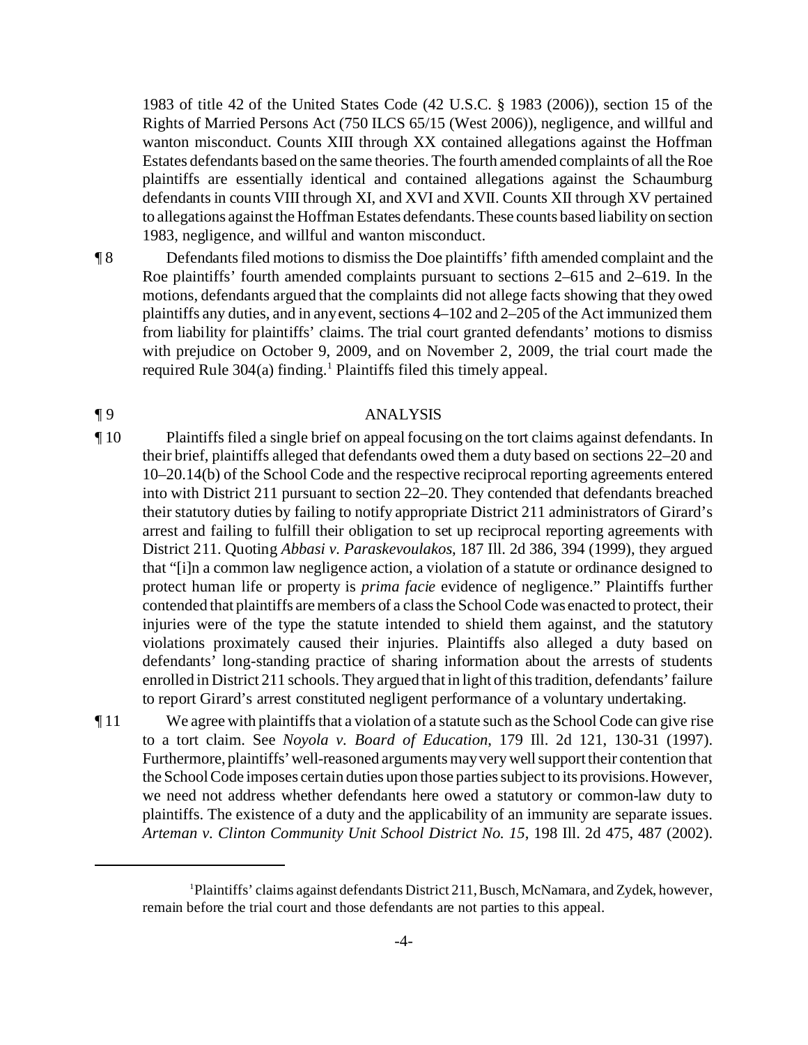1983 of title 42 of the United States Code (42 U.S.C. § 1983 (2006)), section 15 of the Rights of Married Persons Act (750 ILCS 65/15 (West 2006)), negligence, and willful and wanton misconduct. Counts XIII through XX contained allegations against the Hoffman Estates defendants based on the same theories. The fourth amended complaints of all the Roe plaintiffs are essentially identical and contained allegations against the Schaumburg defendants in counts VIII through XI, and XVI and XVII. Counts XII through XV pertained to allegations against the Hoffman Estates defendants. These counts based liability on section 1983, negligence, and willful and wanton misconduct.

¶ 8 Defendants filed motions to dismiss the Doe plaintiffs' fifth amended complaint and the Roe plaintiffs' fourth amended complaints pursuant to sections 2–615 and 2–619. In the motions, defendants argued that the complaints did not allege facts showing that they owed plaintiffs any duties, and in any event, sections 4–102 and 2–205 of the Act immunized them from liability for plaintiffs' claims. The trial court granted defendants' motions to dismiss with prejudice on October 9, 2009, and on November 2, 2009, the trial court made the required Rule 304(a) finding.[1] Plaintiffs filed this timely appeal.

¶ 9 ANALYSIS

¶ 10 Plaintiffs filed a single brief on appeal focusing on the tort claims against defendants. In their brief, plaintiffs alleged that defendants owed them a duty based on sections 22–20 and 10–20.14(b) of the School Code and the respective reciprocal reporting agreements entered into with District 211 pursuant to section 22–20. They contended that defendants breached their statutory duties by failing to notify appropriate District 211 administrators of Girard's arrest and failing to fulfill their obligation to set up reciprocal reporting agreements with District 211. Quoting *Abbasi v. Paraskevoulakos*, 187 Ill. 2d 386, 394 (1999), they argued that "[i]n a common law negligence action, a violation of a statute or ordinance designed to protect human life or property is *prima facie* evidence of negligence." Plaintiffs further contended that plaintiffs are members of a class the School Code was enacted to protect, their injuries were of the type the statute intended to shield them against, and the statutory violations proximately caused their injuries. Plaintiffs also alleged a duty based on defendants' long-standing practice of sharing information about the arrests of students enrolled in District 211 schools. They argued that in light of this tradition, defendants' failure to report Girard's arrest constituted negligent performance of a voluntary undertaking.

¶ 11 We agree with plaintiffs that a violation of a statute such as the School Code can give rise to a tort claim. See *Noyola v. Board of Education*, 179 Ill. 2d 121, 130-31 (1997). Furthermore, plaintiffs' well-reasoned arguments may very well support their contention that the School Code imposes certain duties upon those parties subject to its provisions. However, we need not address whether defendants here owed a statutory or common-law duty to plaintiffs. The existence of a duty and the applicability of an immunity are separate issues. *Arteman v. Clinton Community Unit School District No. 15*, 198 Ill. 2d 475, 487 (2002).

---

[1] Plaintiffs' claims against defendants District 211, Busch, McNamara, and Zydek, however, remain before the trial court and those defendants are not parties to this appeal.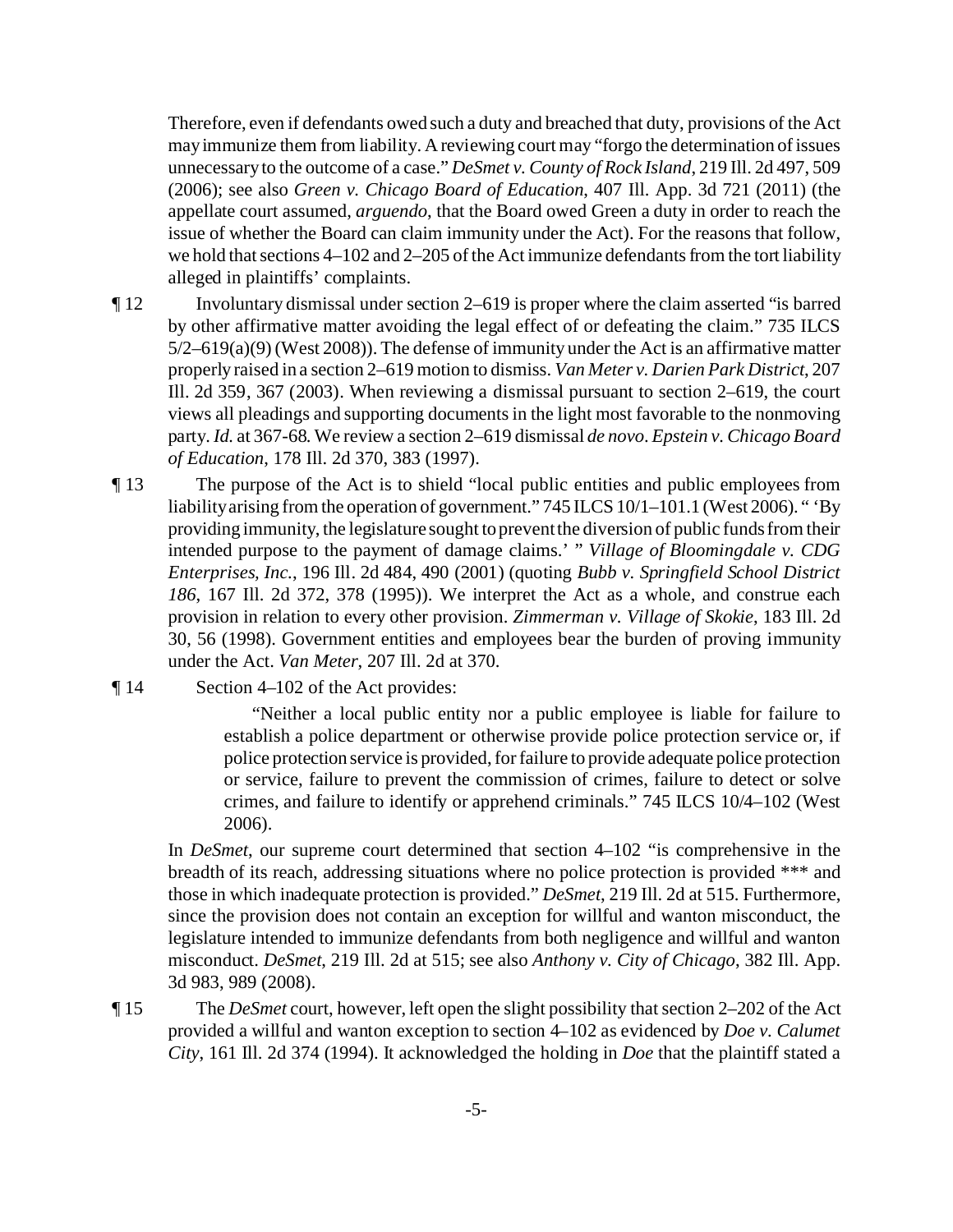Therefore, even if defendants owed such a duty and breached that duty, provisions of the Act may immunize them from liability. A reviewing court may "forgo the determination of issues unnecessary to the outcome of a case." *DeSmet v. County of Rock Island*, 219 Ill. 2d 497, 509 (2006); see also *Green v. Chicago Board of Education*, 407 Ill. App. 3d 721 (2011) (the appellate court assumed, *arguendo*, that the Board owed Green a duty in order to reach the issue of whether the Board can claim immunity under the Act). For the reasons that follow, we hold that sections 4–102 and 2–205 of the Act immunize defendants from the tort liability alleged in plaintiffs' complaints.

¶ 12 Involuntary dismissal under section 2–619 is proper where the claim asserted "is barred by other affirmative matter avoiding the legal effect of or defeating the claim." 735 ILCS 5/2–619(a)(9) (West 2008)). The defense of immunity under the Act is an affirmative matter properly raised in a section 2–619 motion to dismiss. *Van Meter v. Darien Park District*, 207 Ill. 2d 359, 367 (2003). When reviewing a dismissal pursuant to section 2–619, the court views all pleadings and supporting documents in the light most favorable to the nonmoving party. *Id.* at 367-68. We review a section 2–619 dismissal *de novo*. *Epstein v. Chicago Board of Education*, 178 Ill. 2d 370, 383 (1997).

¶ 13 The purpose of the Act is to shield "local public entities and public employees from liability arising from the operation of government." 745 ILCS 10/1–101.1 (West 2006). " 'By providing immunity, the legislature sought to prevent the diversion of public funds from their intended purpose to the payment of damage claims.' " *Village of Bloomingdale v. CDG Enterprises, Inc.*, 196 Ill. 2d 484, 490 (2001) (quoting *Bubb v. Springfield School District 186*, 167 Ill. 2d 372, 378 (1995)). We interpret the Act as a whole, and construe each provision in relation to every other provision. *Zimmerman v. Village of Skokie*, 183 Ill. 2d 30, 56 (1998). Government entities and employees bear the burden of proving immunity under the Act. *Van Meter*, 207 Ill. 2d at 370.

¶ 14 Section 4–102 of the Act provides:

> "Neither a local public entity nor a public employee is liable for failure to establish a police department or otherwise provide police protection service or, if police protection service is provided, for failure to provide adequate police protection or service, failure to prevent the commission of crimes, failure to detect or solve crimes, and failure to identify or apprehend criminals." 745 ILCS 10/4–102 (West 2006).

In *DeSmet*, our supreme court determined that section 4–102 "is comprehensive in the breadth of its reach, addressing situations where no police protection is provided \*\*\* and those in which inadequate protection is provided." *DeSmet*, 219 Ill. 2d at 515. Furthermore, since the provision does not contain an exception for willful and wanton misconduct, the legislature intended to immunize defendants from both negligence and willful and wanton misconduct. *DeSmet*, 219 Ill. 2d at 515; see also *Anthony v. City of Chicago*, 382 Ill. App. 3d 983, 989 (2008).

¶ 15 The *DeSmet* court, however, left open the slight possibility that section 2–202 of the Act provided a willful and wanton exception to section 4–102 as evidenced by *Doe v. Calumet City*, 161 Ill. 2d 374 (1994). It acknowledged the holding in *Doe* that the plaintiff stated a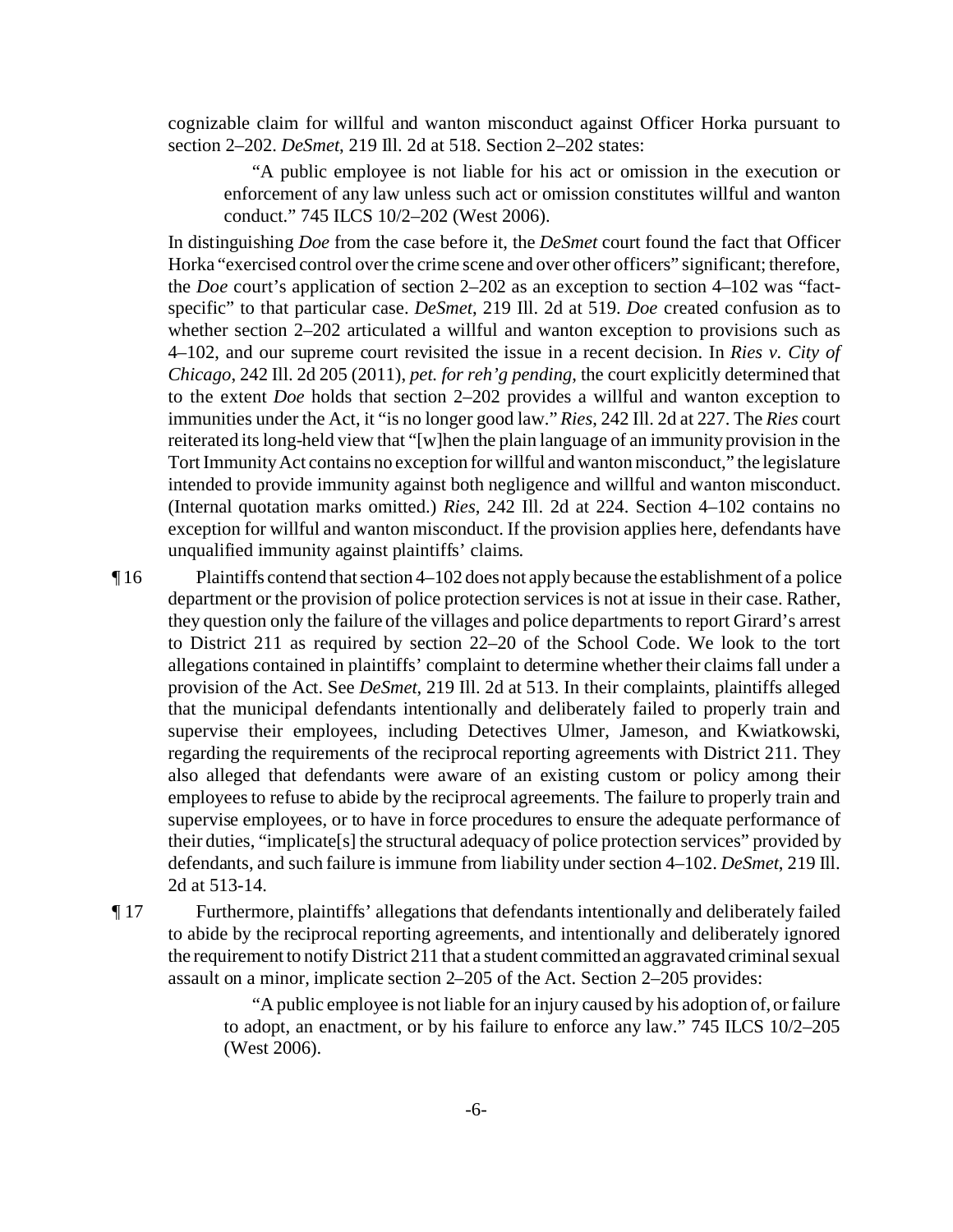cognizable claim for willful and wanton misconduct against Officer Horka pursuant to section 2–202. *DeSmet*, 219 Ill. 2d at 518. Section 2–202 states:

> "A public employee is not liable for his act or omission in the execution or enforcement of any law unless such act or omission constitutes willful and wanton conduct." 745 ILCS 10/2–202 (West 2006).

In distinguishing *Doe* from the case before it, the *DeSmet* court found the fact that Officer Horka "exercised control over the crime scene and over other officers" significant; therefore, the *Doe* court's application of section 2–202 as an exception to section 4–102 was "fact-specific" to that particular case. *DeSmet*, 219 Ill. 2d at 519. *Doe* created confusion as to whether section 2–202 articulated a willful and wanton exception to provisions such as 4–102, and our supreme court revisited the issue in a recent decision. In *Ries v. City of Chicago*, 242 Ill. 2d 205 (2011), *pet. for reh'g pending*, the court explicitly determined that to the extent *Doe* holds that section 2–202 provides a willful and wanton exception to immunities under the Act, it "is no longer good law." *Ries*, 242 Ill. 2d at 227. The *Ries* court reiterated its long-held view that "[w]hen the plain language of an immunity provision in the Tort Immunity Act contains no exception for willful and wanton misconduct," the legislature intended to provide immunity against both negligence and willful and wanton misconduct. (Internal quotation marks omitted.) *Ries*, 242 Ill. 2d at 224. Section 4–102 contains no exception for willful and wanton misconduct. If the provision applies here, defendants have unqualified immunity against plaintiffs' claims.

¶ 16 Plaintiffs contend that section 4–102 does not apply because the establishment of a police department or the provision of police protection services is not at issue in their case. Rather, they question only the failure of the villages and police departments to report Girard's arrest to District 211 as required by section 22–20 of the School Code. We look to the tort allegations contained in plaintiffs' complaint to determine whether their claims fall under a provision of the Act. See *DeSmet*, 219 Ill. 2d at 513. In their complaints, plaintiffs alleged that the municipal defendants intentionally and deliberately failed to properly train and supervise their employees, including Detectives Ulmer, Jameson, and Kwiatkowski, regarding the requirements of the reciprocal reporting agreements with District 211. They also alleged that defendants were aware of an existing custom or policy among their employees to refuse to abide by the reciprocal agreements. The failure to properly train and supervise employees, or to have in force procedures to ensure the adequate performance of their duties, "implicate[s] the structural adequacy of police protection services" provided by defendants, and such failure is immune from liability under section 4–102. *DeSmet*, 219 Ill. 2d at 513-14.

¶ 17 Furthermore, plaintiffs' allegations that defendants intentionally and deliberately failed to abide by the reciprocal reporting agreements, and intentionally and deliberately ignored the requirement to notify District 211 that a student committed an aggravated criminal sexual assault on a minor, implicate section 2–205 of the Act. Section 2–205 provides:

> "A public employee is not liable for an injury caused by his adoption of, or failure to adopt, an enactment, or by his failure to enforce any law." 745 ILCS 10/2–205 (West 2006).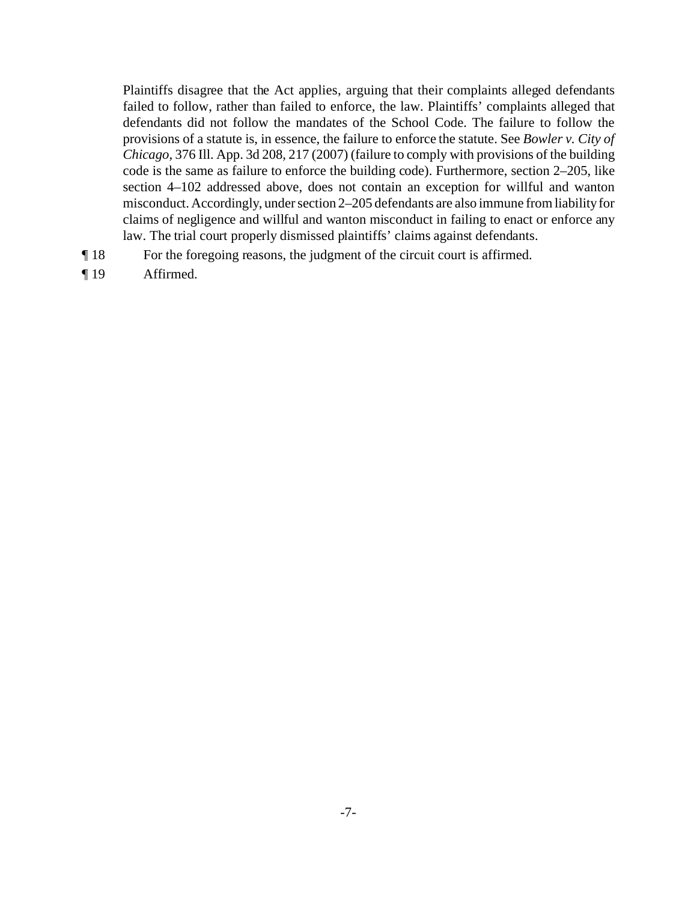Plaintiffs disagree that the Act applies, arguing that their complaints alleged defendants failed to follow, rather than failed to enforce, the law. Plaintiffs' complaints alleged that defendants did not follow the mandates of the School Code. The failure to follow the provisions of a statute is, in essence, the failure to enforce the statute. See *Bowler v. City of Chicago*, 376 Ill. App. 3d 208, 217 (2007) (failure to comply with provisions of the building code is the same as failure to enforce the building code). Furthermore, section 2–205, like section 4–102 addressed above, does not contain an exception for willful and wanton misconduct. Accordingly, under section 2–205 defendants are also immune from liability for claims of negligence and willful and wanton misconduct in failing to enact or enforce any law. The trial court properly dismissed plaintiffs' claims against defendants.

¶ 18 For the foregoing reasons, the judgment of the circuit court is affirmed.

¶ 19 Affirmed.